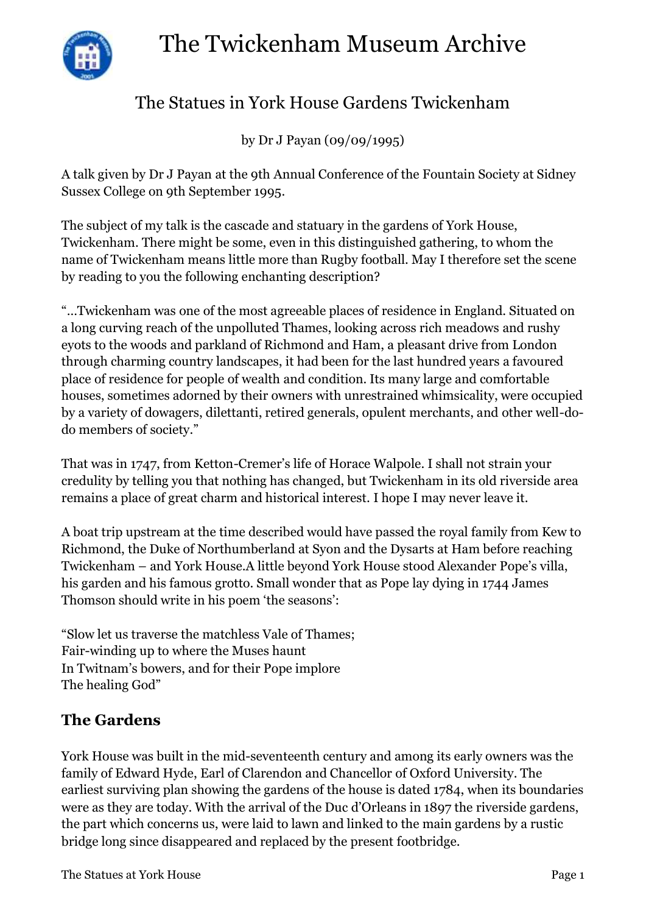# The Twickenham Museum Archive

## The Statues in York House Gardens Twickenham

by Dr J Payan (09/09/1995)

A talk given by Dr J Payan at the 9th Annual Conference of the Fountain Society at Sidney Sussex College on 9th September 1995.

The subject of my talk is the cascade and statuary in the gardens of York House, Twickenham. There might be some, even in this distinguished gathering, to whom the name of Twickenham means little more than Rugby football. May I therefore set the scene by reading to you the following enchanting description?

"...Twickenham was one of the most agreeable places of residence in England. Situated on a long curving reach of the unpolluted Thames, looking across rich meadows and rushy eyots to the woods and parkland of Richmond and Ham, a pleasant drive from London through charming country landscapes, it had been for the last hundred years a favoured place of residence for people of wealth and condition. Its many large and comfortable houses, sometimes adorned by their owners with unrestrained whimsicality, were occupied by a variety of dowagers, dilettanti, retired generals, opulent merchants, and other well-do-do members of society."

That was in 1747, from Ketton-Cremer's life of Horace Walpole. I shall not strain your credulity by telling you that nothing has changed, but Twickenham in its old riverside area remains a place of great charm and historical interest. I hope I may never leave it.

A boat trip upstream at the time described would have passed the royal family from Kew to Richmond, the Duke of Northumberland at Syon and the Dysarts at Ham before reaching Twickenham – and York House.A little beyond York House stood Alexander Pope's villa, his garden and his famous grotto. Small wonder that as Pope lay dying in 1744 James Thomson should write in his poem 'the seasons':

"Slow let us traverse the matchless Vale of Thames;
Fair-winding up to where the Muses haunt
In Twitnam's bowers, and for their Pope implore
The healing God"

## The Gardens

York House was built in the mid-seventeenth century and among its early owners was the family of Edward Hyde, Earl of Clarendon and Chancellor of Oxford University. The earliest surviving plan showing the gardens of the house is dated 1784, when its boundaries were as they are today. With the arrival of the Duc d'Orleans in 1897 the riverside gardens, the part which concerns us, were laid to lawn and linked to the main gardens by a rustic bridge long since disappeared and replaced by the present footbridge.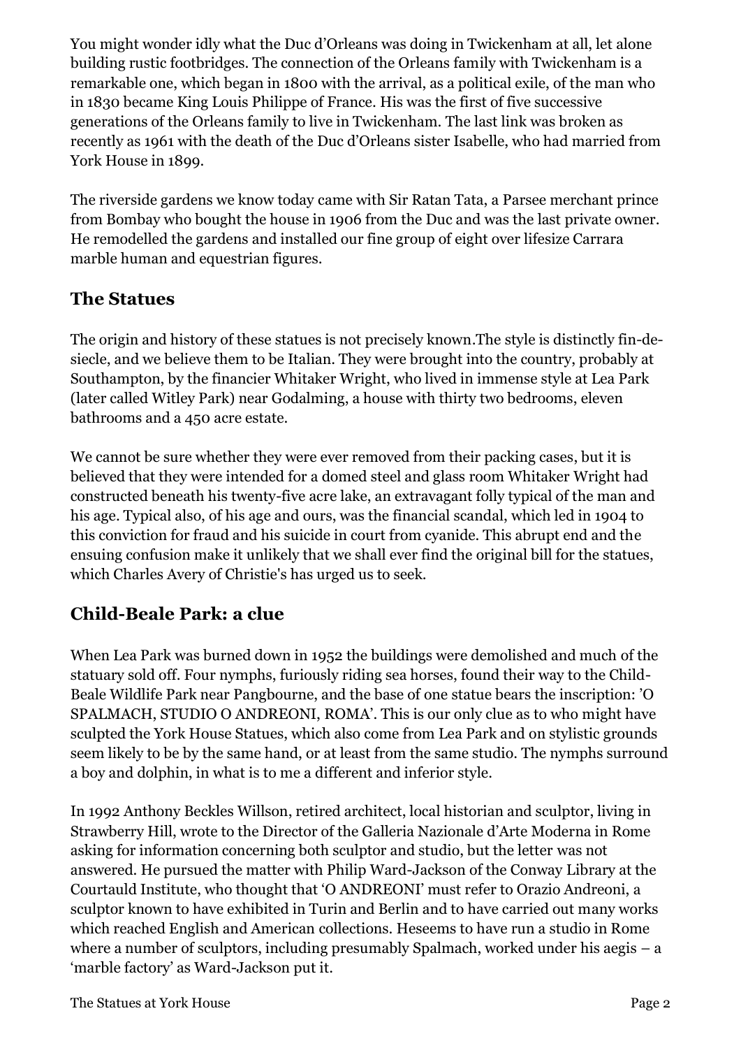You might wonder idly what the Duc d'Orleans was doing in Twickenham at all, let alone building rustic footbridges. The connection of the Orleans family with Twickenham is a remarkable one, which began in 1800 with the arrival, as a political exile, of the man who in 1830 became King Louis Philippe of France. His was the first of five successive generations of the Orleans family to live in Twickenham. The last link was broken as recently as 1961 with the death of the Duc d'Orleans sister Isabelle, who had married from York House in 1899.

The riverside gardens we know today came with Sir Ratan Tata, a Parsee merchant prince from Bombay who bought the house in 1906 from the Duc and was the last private owner. He remodelled the gardens and installed our fine group of eight over lifesize Carrara marble human and equestrian figures.

## The Statues

The origin and history of these statues is not precisely known.The style is distinctly fin-de-siecle, and we believe them to be Italian. They were brought into the country, probably at Southampton, by the financier Whitaker Wright, who lived in immense style at Lea Park (later called Witley Park) near Godalming, a house with thirty two bedrooms, eleven bathrooms and a 450 acre estate.

We cannot be sure whether they were ever removed from their packing cases, but it is believed that they were intended for a domed steel and glass room Whitaker Wright had constructed beneath his twenty-five acre lake, an extravagant folly typical of the man and his age. Typical also, of his age and ours, was the financial scandal, which led in 1904 to this conviction for fraud and his suicide in court from cyanide. This abrupt end and the ensuing confusion make it unlikely that we shall ever find the original bill for the statues, which Charles Avery of Christie's has urged us to seek.

## Child-Beale Park: a clue

When Lea Park was burned down in 1952 the buildings were demolished and much of the statuary sold off. Four nymphs, furiously riding sea horses, found their way to the Child-Beale Wildlife Park near Pangbourne, and the base of one statue bears the inscription: 'O SPALMACH, STUDIO O ANDREONI, ROMA'. This is our only clue as to who might have sculpted the York House Statues, which also come from Lea Park and on stylistic grounds seem likely to be by the same hand, or at least from the same studio. The nymphs surround a boy and dolphin, in what is to me a different and inferior style.

In 1992 Anthony Beckles Willson, retired architect, local historian and sculptor, living in Strawberry Hill, wrote to the Director of the Galleria Nazionale d'Arte Moderna in Rome asking for information concerning both sculptor and studio, but the letter was not answered. He pursued the matter with Philip Ward-Jackson of the Conway Library at the Courtauld Institute, who thought that 'O ANDREONI' must refer to Orazio Andreoni, a sculptor known to have exhibited in Turin and Berlin and to have carried out many works which reached English and American collections. Heseems to have run a studio in Rome where a number of sculptors, including presumably Spalmach, worked under his aegis – a 'marble factory' as Ward-Jackson put it.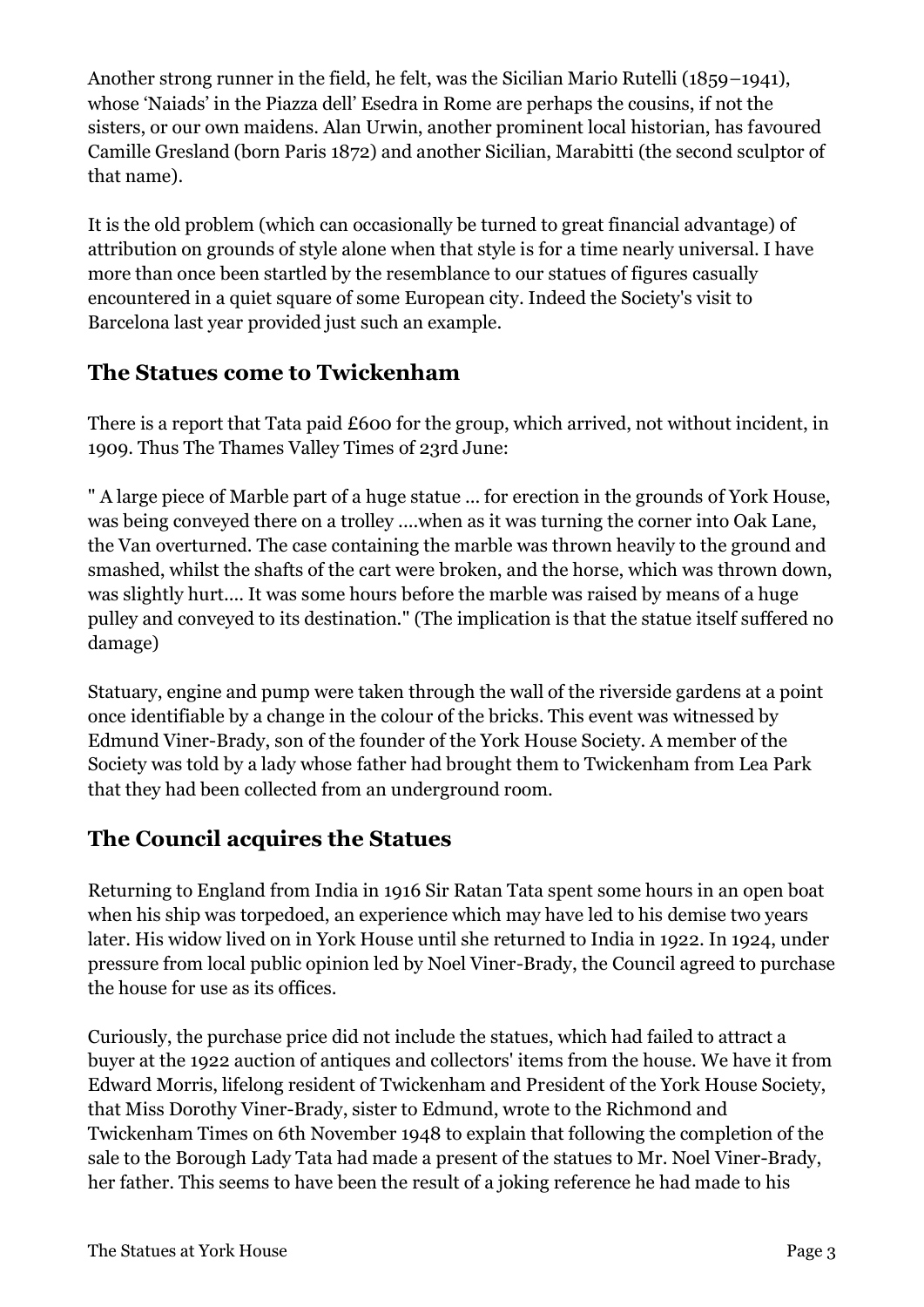Another strong runner in the field, he felt, was the Sicilian Mario Rutelli (1859–1941), whose 'Naiads' in the Piazza dell' Esedra in Rome are perhaps the cousins, if not the sisters, or our own maidens. Alan Urwin, another prominent local historian, has favoured Camille Gresland (born Paris 1872) and another Sicilian, Marabitti (the second sculptor of that name).

It is the old problem (which can occasionally be turned to great financial advantage) of attribution on grounds of style alone when that style is for a time nearly universal. I have more than once been startled by the resemblance to our statues of figures casually encountered in a quiet square of some European city. Indeed the Society's visit to Barcelona last year provided just such an example.

## The Statues come to Twickenham

There is a report that Tata paid £600 for the group, which arrived, not without incident, in 1909. Thus The Thames Valley Times of 23rd June:

" A large piece of Marble part of a huge statue ... for erection in the grounds of York House, was being conveyed there on a trolley ....when as it was turning the corner into Oak Lane, the Van overturned. The case containing the marble was thrown heavily to the ground and smashed, whilst the shafts of the cart were broken, and the horse, which was thrown down, was slightly hurt.... It was some hours before the marble was raised by means of a huge pulley and conveyed to its destination." (The implication is that the statue itself suffered no damage)

Statuary, engine and pump were taken through the wall of the riverside gardens at a point once identifiable by a change in the colour of the bricks. This event was witnessed by Edmund Viner-Brady, son of the founder of the York House Society. A member of the Society was told by a lady whose father had brought them to Twickenham from Lea Park that they had been collected from an underground room.

## The Council acquires the Statues

Returning to England from India in 1916 Sir Ratan Tata spent some hours in an open boat when his ship was torpedoed, an experience which may have led to his demise two years later. His widow lived on in York House until she returned to India in 1922. In 1924, under pressure from local public opinion led by Noel Viner-Brady, the Council agreed to purchase the house for use as its offices.

Curiously, the purchase price did not include the statues, which had failed to attract a buyer at the 1922 auction of antiques and collectors' items from the house. We have it from Edward Morris, lifelong resident of Twickenham and President of the York House Society, that Miss Dorothy Viner-Brady, sister to Edmund, wrote to the Richmond and Twickenham Times on 6th November 1948 to explain that following the completion of the sale to the Borough Lady Tata had made a present of the statues to Mr. Noel Viner-Brady, her father. This seems to have been the result of a joking reference he had made to his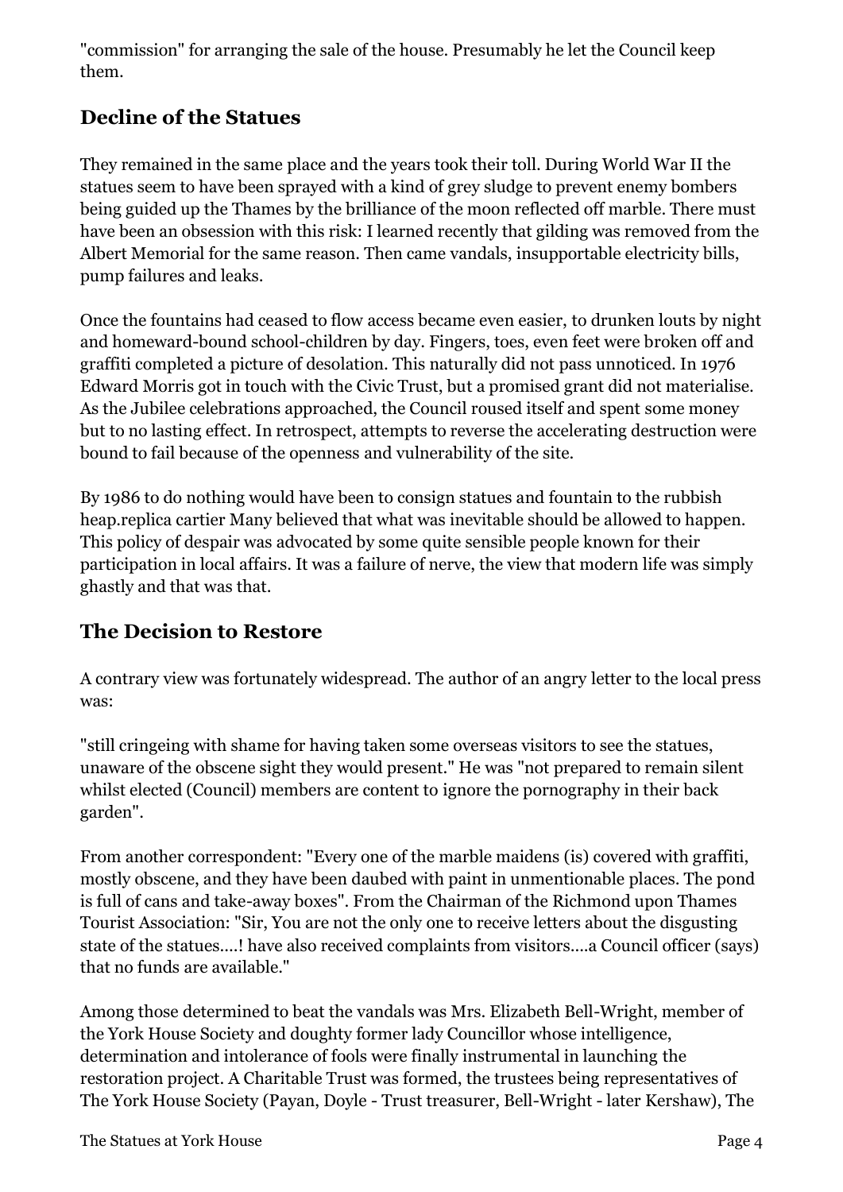"commission" for arranging the sale of the house. Presumably he let the Council keep them.

## Decline of the Statues

They remained in the same place and the years took their toll. During World War II the statues seem to have been sprayed with a kind of grey sludge to prevent enemy bombers being guided up the Thames by the brilliance of the moon reflected off marble. There must have been an obsession with this risk: I learned recently that gilding was removed from the Albert Memorial for the same reason. Then came vandals, insupportable electricity bills, pump failures and leaks.

Once the fountains had ceased to flow access became even easier, to drunken louts by night and homeward-bound school-children by day. Fingers, toes, even feet were broken off and graffiti completed a picture of desolation. This naturally did not pass unnoticed. In 1976 Edward Morris got in touch with the Civic Trust, but a promised grant did not materialise. As the Jubilee celebrations approached, the Council roused itself and spent some money but to no lasting effect. In retrospect, attempts to reverse the accelerating destruction were bound to fail because of the openness and vulnerability of the site.

By 1986 to do nothing would have been to consign statues and fountain to the rubbish heap.replica cartier Many believed that what was inevitable should be allowed to happen. This policy of despair was advocated by some quite sensible people known for their participation in local affairs. It was a failure of nerve, the view that modern life was simply ghastly and that was that.

## The Decision to Restore

A contrary view was fortunately widespread. The author of an angry letter to the local press was:

"still cringeing with shame for having taken some overseas visitors to see the statues, unaware of the obscene sight they would present." He was "not prepared to remain silent whilst elected (Council) members are content to ignore the pornography in their back garden".

From another correspondent: "Every one of the marble maidens (is) covered with graffiti, mostly obscene, and they have been daubed with paint in unmentionable places. The pond is full of cans and take-away boxes". From the Chairman of the Richmond upon Thames Tourist Association: "Sir, You are not the only one to receive letters about the disgusting state of the statues....! have also received complaints from visitors....a Council officer (says) that no funds are available."

Among those determined to beat the vandals was Mrs. Elizabeth Bell-Wright, member of the York House Society and doughty former lady Councillor whose intelligence, determination and intolerance of fools were finally instrumental in launching the restoration project. A Charitable Trust was formed, the trustees being representatives of The York House Society (Payan, Doyle - Trust treasurer, Bell-Wright - later Kershaw), The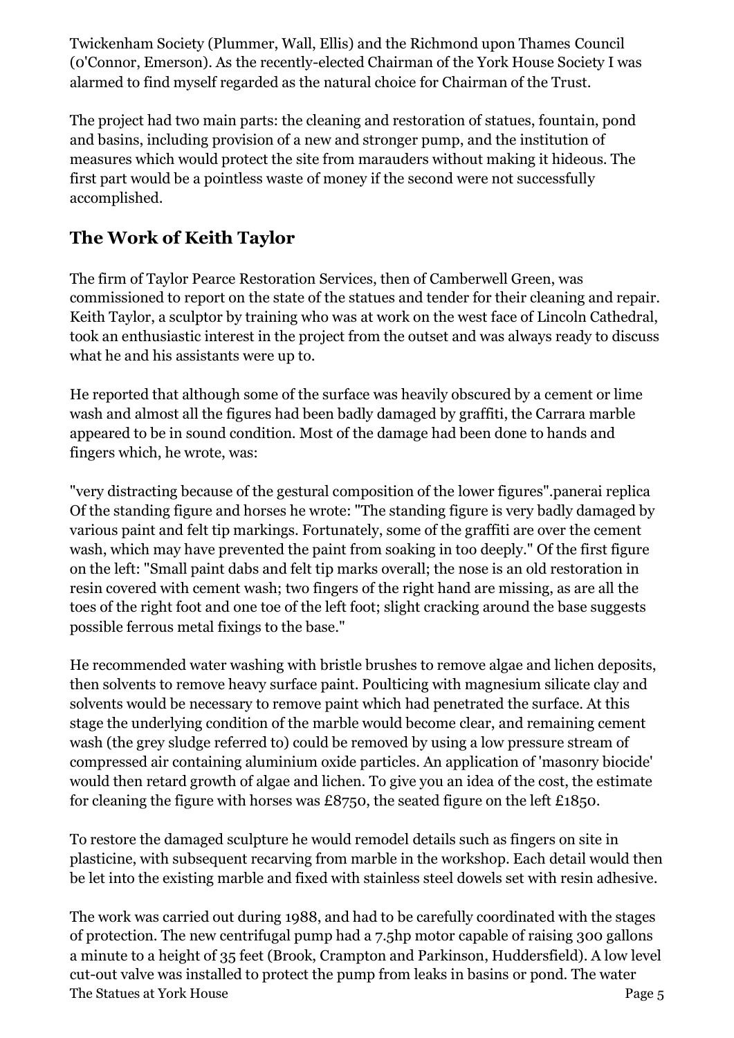Twickenham Society (Plummer, Wall, Ellis) and the Richmond upon Thames Council (0'Connor, Emerson). As the recently-elected Chairman of the York House Society I was alarmed to find myself regarded as the natural choice for Chairman of the Trust.

The project had two main parts: the cleaning and restoration of statues, fountain, pond and basins, including provision of a new and stronger pump, and the institution of measures which would protect the site from marauders without making it hideous. The first part would be a pointless waste of money if the second were not successfully accomplished.

## The Work of Keith Taylor

The firm of Taylor Pearce Restoration Services, then of Camberwell Green, was commissioned to report on the state of the statues and tender for their cleaning and repair. Keith Taylor, a sculptor by training who was at work on the west face of Lincoln Cathedral, took an enthusiastic interest in the project from the outset and was always ready to discuss what he and his assistants were up to.

He reported that although some of the surface was heavily obscured by a cement or lime wash and almost all the figures had been badly damaged by graffiti, the Carrara marble appeared to be in sound condition. Most of the damage had been done to hands and fingers which, he wrote, was:

"very distracting because of the gestural composition of the lower figures".panerai replica Of the standing figure and horses he wrote: "The standing figure is very badly damaged by various paint and felt tip markings. Fortunately, some of the graffiti are over the cement wash, which may have prevented the paint from soaking in too deeply." Of the first figure on the left: "Small paint dabs and felt tip marks overall; the nose is an old restoration in resin covered with cement wash; two fingers of the right hand are missing, as are all the toes of the right foot and one toe of the left foot; slight cracking around the base suggests possible ferrous metal fixings to the base."

He recommended water washing with bristle brushes to remove algae and lichen deposits, then solvents to remove heavy surface paint. Poulticing with magnesium silicate clay and solvents would be necessary to remove paint which had penetrated the surface. At this stage the underlying condition of the marble would become clear, and remaining cement wash (the grey sludge referred to) could be removed by using a low pressure stream of compressed air containing aluminium oxide particles. An application of 'masonry biocide' would then retard growth of algae and lichen. To give you an idea of the cost, the estimate for cleaning the figure with horses was £8750, the seated figure on the left £1850.

To restore the damaged sculpture he would remodel details such as fingers on site in plasticine, with subsequent recarving from marble in the workshop. Each detail would then be let into the existing marble and fixed with stainless steel dowels set with resin adhesive.

The work was carried out during 1988, and had to be carefully coordinated with the stages of protection. The new centrifugal pump had a 7.5hp motor capable of raising 300 gallons a minute to a height of 35 feet (Brook, Crampton and Parkinson, Huddersfield). A low level cut-out valve was installed to protect the pump from leaks in basins or pond. The water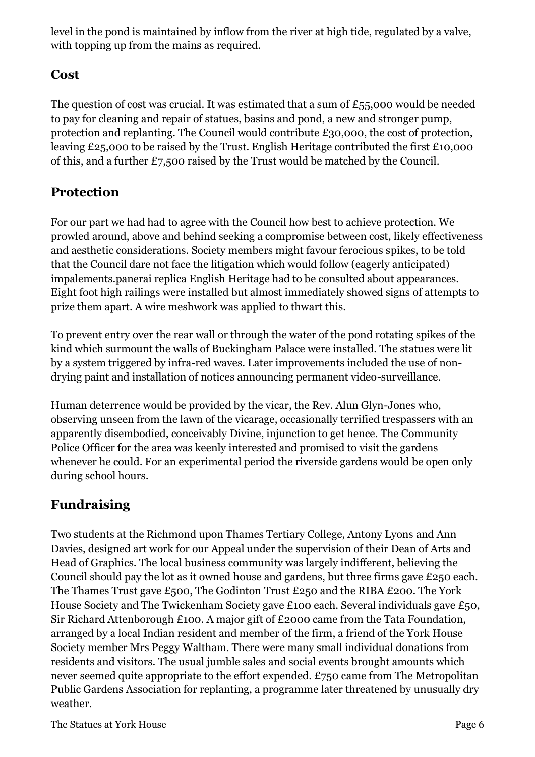level in the pond is maintained by inflow from the river at high tide, regulated by a valve, with topping up from the mains as required.

### Cost

The question of cost was crucial. It was estimated that a sum of £55,000 would be needed to pay for cleaning and repair of statues, basins and pond, a new and stronger pump, protection and replanting. The Council would contribute £30,000, the cost of protection, leaving £25,000 to be raised by the Trust. English Heritage contributed the first £10,000 of this, and a further £7,500 raised by the Trust would be matched by the Council.

## Protection

For our part we had had to agree with the Council how best to achieve protection. We prowled around, above and behind seeking a compromise between cost, likely effectiveness and aesthetic considerations. Society members might favour ferocious spikes, to be told that the Council dare not face the litigation which would follow (eagerly anticipated) impalements.panerai replica English Heritage had to be consulted about appearances. Eight foot high railings were installed but almost immediately showed signs of attempts to prize them apart. A wire meshwork was applied to thwart this.

To prevent entry over the rear wall or through the water of the pond rotating spikes of the kind which surmount the walls of Buckingham Palace were installed. The statues were lit by a system triggered by infra-red waves. Later improvements included the use of non-drying paint and installation of notices announcing permanent video-surveillance.

Human deterrence would be provided by the vicar, the Rev. Alun Glyn-Jones who, observing unseen from the lawn of the vicarage, occasionally terrified trespassers with an apparently disembodied, conceivably Divine, injunction to get hence. The Community Police Officer for the area was keenly interested and promised to visit the gardens whenever he could. For an experimental period the riverside gardens would be open only during school hours.

## Fundraising

Two students at the Richmond upon Thames Tertiary College, Antony Lyons and Ann Davies, designed art work for our Appeal under the supervision of their Dean of Arts and Head of Graphics. The local business community was largely indifferent, believing the Council should pay the lot as it owned house and gardens, but three firms gave £250 each. The Thames Trust gave £500, The Godinton Trust £250 and the RIBA £200. The York House Society and The Twickenham Society gave £100 each. Several individuals gave £50, Sir Richard Attenborough £100. A major gift of £2000 came from the Tata Foundation, arranged by a local Indian resident and member of the firm, a friend of the York House Society member Mrs Peggy Waltham. There were many small individual donations from residents and visitors. The usual jumble sales and social events brought amounts which never seemed quite appropriate to the effort expended. £750 came from The Metropolitan Public Gardens Association for replanting, a programme later threatened by unusually dry weather.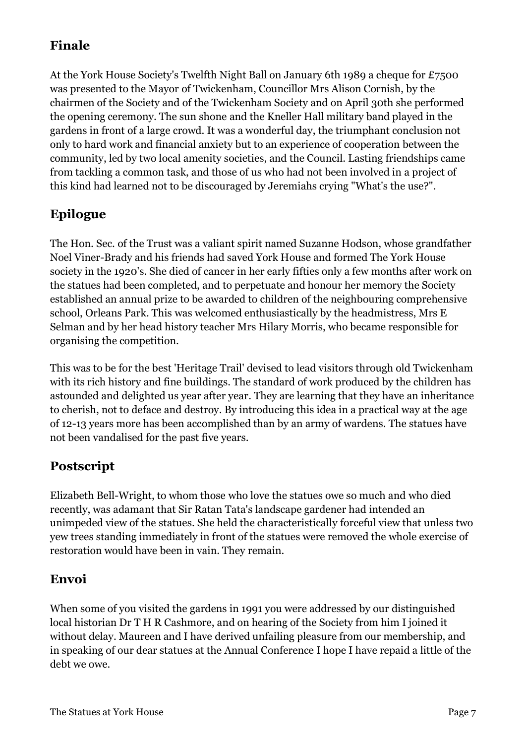## Finale

At the York House Society's Twelfth Night Ball on January 6th 1989 a cheque for £7500 was presented to the Mayor of Twickenham, Councillor Mrs Alison Cornish, by the chairmen of the Society and of the Twickenham Society and on April 30th she performed the opening ceremony. The sun shone and the Kneller Hall military band played in the gardens in front of a large crowd. It was a wonderful day, the triumphant conclusion not only to hard work and financial anxiety but to an experience of cooperation between the community, led by two local amenity societies, and the Council. Lasting friendships came from tackling a common task, and those of us who had not been involved in a project of this kind had learned not to be discouraged by Jeremiahs crying "What's the use?".

## Epilogue

The Hon. Sec. of the Trust was a valiant spirit named Suzanne Hodson, whose grandfather Noel Viner-Brady and his friends had saved York House and formed The York House society in the 1920's. She died of cancer in her early fifties only a few months after work on the statues had been completed, and to perpetuate and honour her memory the Society established an annual prize to be awarded to children of the neighbouring comprehensive school, Orleans Park. This was welcomed enthusiastically by the headmistress, Mrs E Selman and by her head history teacher Mrs Hilary Morris, who became responsible for organising the competition.

This was to be for the best 'Heritage Trail' devised to lead visitors through old Twickenham with its rich history and fine buildings. The standard of work produced by the children has astounded and delighted us year after year. They are learning that they have an inheritance to cherish, not to deface and destroy. By introducing this idea in a practical way at the age of 12-13 years more has been accomplished than by an army of wardens. The statues have not been vandalised for the past five years.

## Postscript

Elizabeth Bell-Wright, to whom those who love the statues owe so much and who died recently, was adamant that Sir Ratan Tata's landscape gardener had intended an unimpeded view of the statues. She held the characteristically forceful view that unless two yew trees standing immediately in front of the statues were removed the whole exercise of restoration would have been in vain. They remain.

## Envoi

When some of you visited the gardens in 1991 you were addressed by our distinguished local historian Dr T H R Cashmore, and on hearing of the Society from him I joined it without delay. Maureen and I have derived unfailing pleasure from our membership, and in speaking of our dear statues at the Annual Conference I hope I have repaid a little of the debt we owe.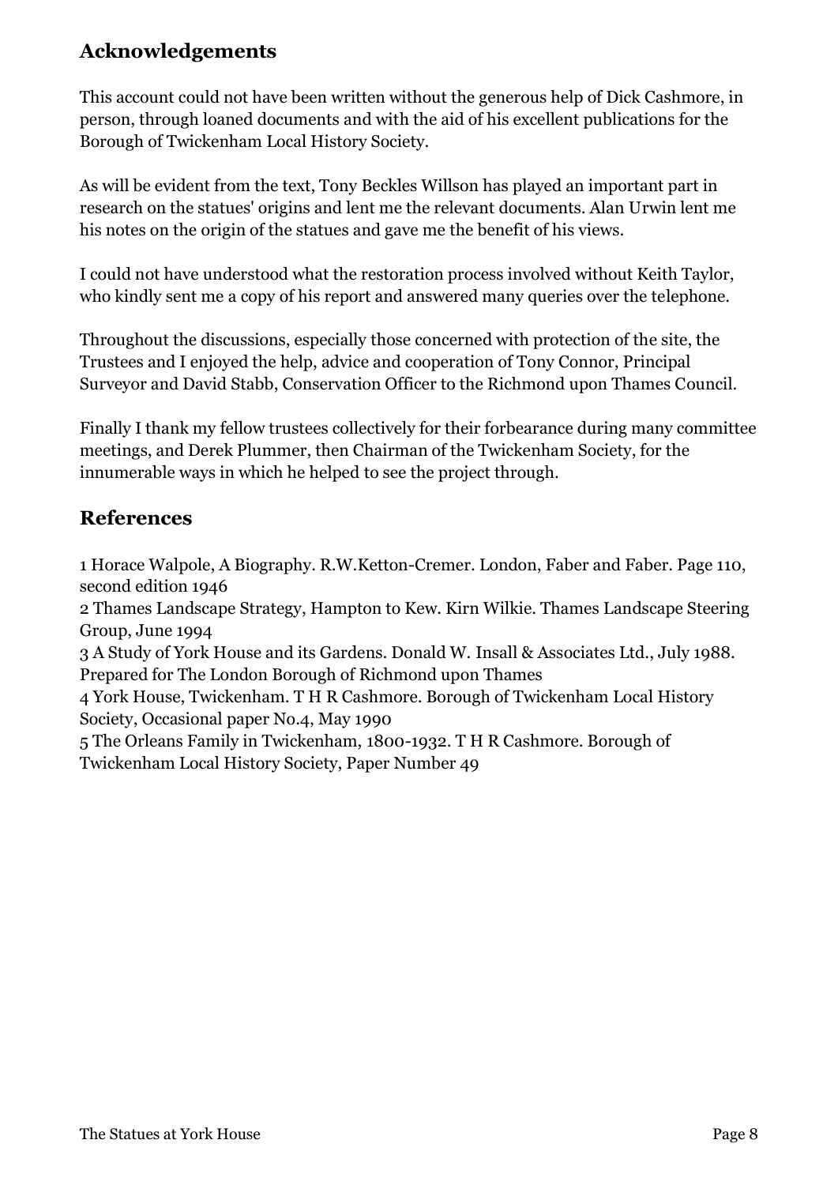## Acknowledgements

This account could not have been written without the generous help of Dick Cashmore, in person, through loaned documents and with the aid of his excellent publications for the Borough of Twickenham Local History Society.

As will be evident from the text, Tony Beckles Willson has played an important part in research on the statues' origins and lent me the relevant documents. Alan Urwin lent me his notes on the origin of the statues and gave me the benefit of his views.

I could not have understood what the restoration process involved without Keith Taylor, who kindly sent me a copy of his report and answered many queries over the telephone.

Throughout the discussions, especially those concerned with protection of the site, the Trustees and I enjoyed the help, advice and cooperation of Tony Connor, Principal Surveyor and David Stabb, Conservation Officer to the Richmond upon Thames Council.

Finally I thank my fellow trustees collectively for their forbearance during many committee meetings, and Derek Plummer, then Chairman of the Twickenham Society, for the innumerable ways in which he helped to see the project through.

## References

1 Horace Walpole, A Biography. R.W.Ketton-Cremer. London, Faber and Faber. Page 110, second edition 1946
2 Thames Landscape Strategy, Hampton to Kew. Kirn Wilkie. Thames Landscape Steering Group, June 1994
3 A Study of York House and its Gardens. Donald W. Insall & Associates Ltd., July 1988. Prepared for The London Borough of Richmond upon Thames
4 York House, Twickenham. T H R Cashmore. Borough of Twickenham Local History Society, Occasional paper No.4, May 1990
5 The Orleans Family in Twickenham, 1800-1932. T H R Cashmore. Borough of Twickenham Local History Society, Paper Number 49